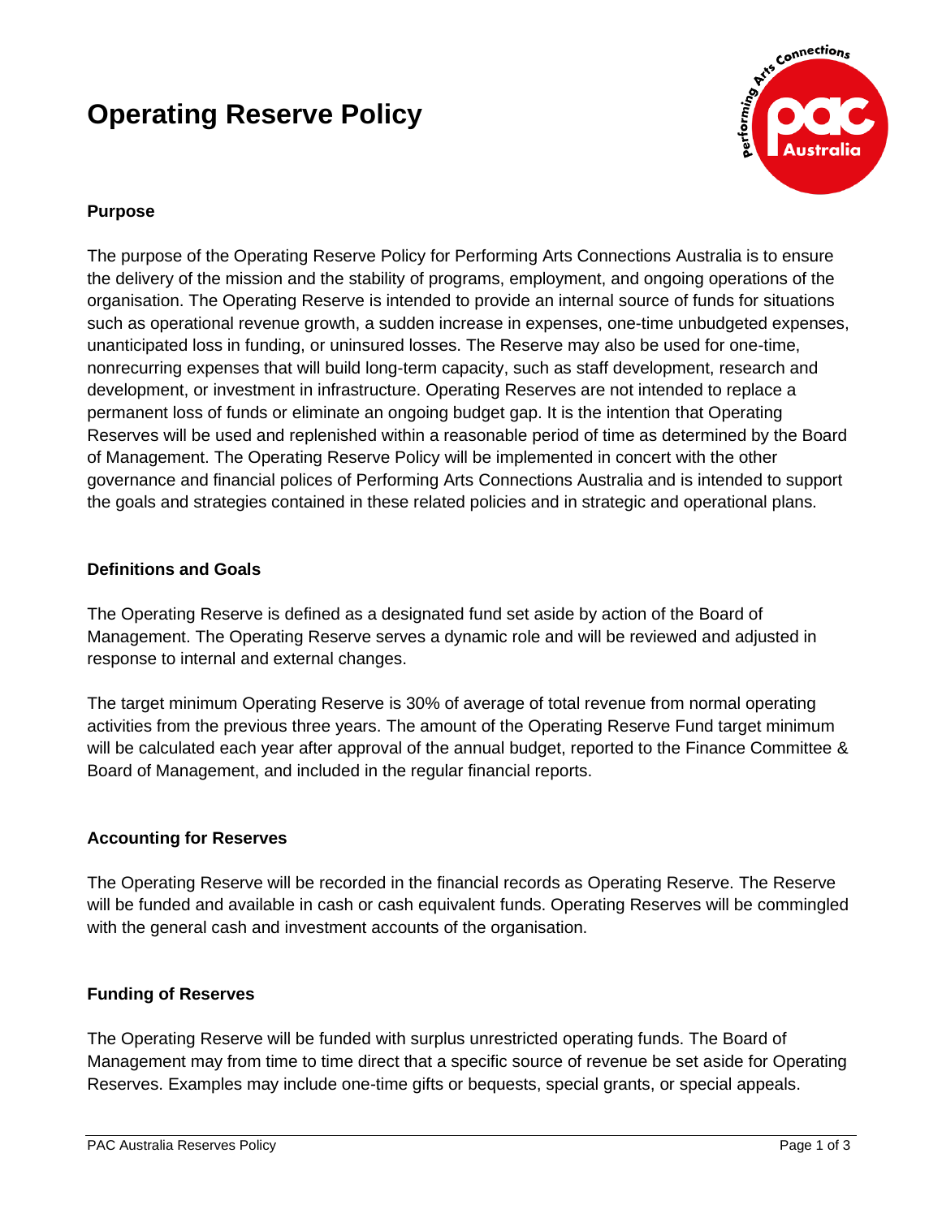# Operating Reserve Policy

## Purpose

The purpose of the Operating Reserve Policy for Performing Arts Connections Australia is to ensure the delivery of the mission and the stability of programs, employment, and ongoing operations of the organisation. The Operating Reserve is intended to provide an internal source of funds for situations such as operational revenue growth, a sudden increase in expenses, one-time unbudgeted expenses, unanticipated loss in funding, or uninsured losses. The Reserve may also be used for one-time, nonrecurring expenses that will build long-term capacity, such as staff development, research and development, or investment in infrastructure. Operating Reserves are not intended to replace a permanent loss of funds or eliminate an ongoing budget gap. It is the intention that Operating Reserves will be used and replenished within a reasonable period of time as determined by the Board of Management. The Operating Reserve Policy will be implemented in concert with the other governance and financial polices of Performing Arts Connections Australia and is intended to support the goals and strategies contained in these related policies and in strategic and operational plans.

## Definitions and Goals

The Operating Reserve is defined as a designated fund set aside by action of the Board of Management. The Operating Reserve serves a dynamic role and will be reviewed and adjusted in response to internal and external changes.

The target minimum Operating Reserve is 30% of average of total revenue from normal operating activities from the previous three years. The amount of the Operating Reserve Fund target minimum will be calculated each year after approval of the annual budget, reported to the Finance Committee & Board of Management, and included in the regular financial reports.

## Accounting for Reserves

The Operating Reserve will be recorded in the financial records as Operating Reserve. The Reserve will be funded and available in cash or cash equivalent funds. Operating Reserves will be commingled with the general cash and investment accounts of the organisation.

## Funding of Reserves

The Operating Reserve will be funded with surplus unrestricted operating funds. The Board of Management may from time to time direct that a specific source of revenue be set aside for Operating Reserves. Examples may include one-time gifts or bequests, special grants, or special appeals.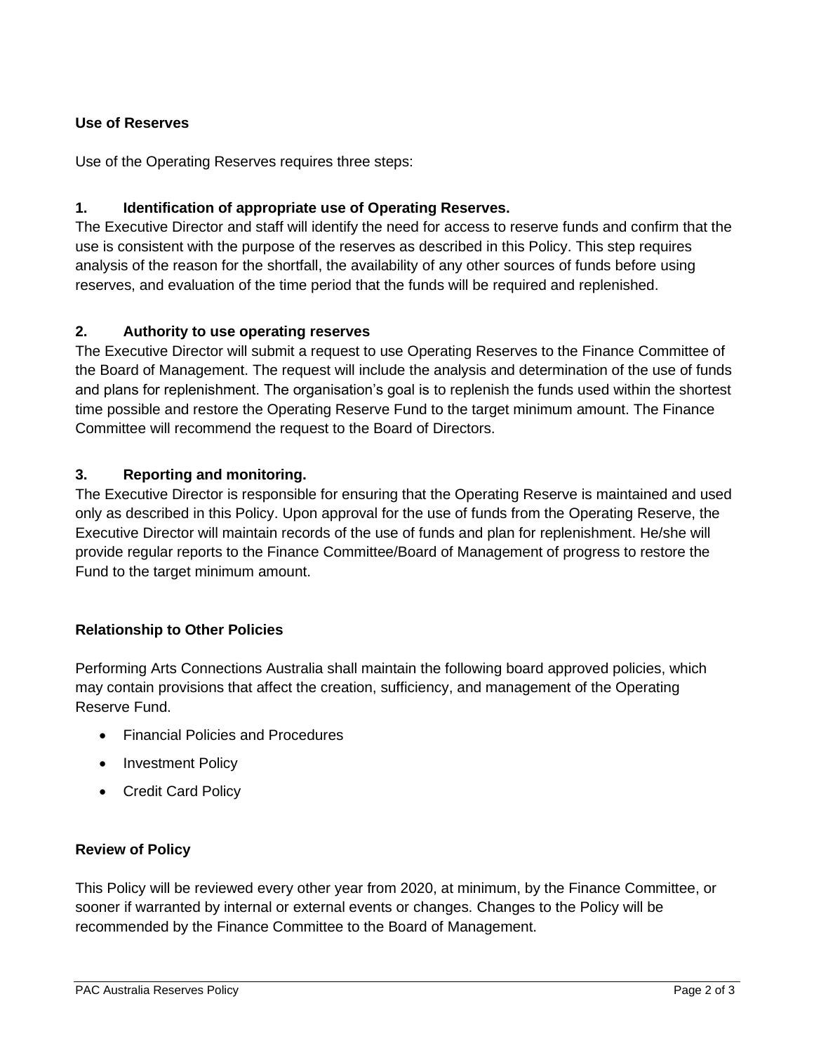## Use of Reserves

Use of the Operating Reserves requires three steps:

### 1. Identification of appropriate use of Operating Reserves.

The Executive Director and staff will identify the need for access to reserve funds and confirm that the use is consistent with the purpose of the reserves as described in this Policy. This step requires analysis of the reason for the shortfall, the availability of any other sources of funds before using reserves, and evaluation of the time period that the funds will be required and replenished.

### 2. Authority to use operating reserves

The Executive Director will submit a request to use Operating Reserves to the Finance Committee of the Board of Management. The request will include the analysis and determination of the use of funds and plans for replenishment. The organisation's goal is to replenish the funds used within the shortest time possible and restore the Operating Reserve Fund to the target minimum amount. The Finance Committee will recommend the request to the Board of Directors.

### 3. Reporting and monitoring.

The Executive Director is responsible for ensuring that the Operating Reserve is maintained and used only as described in this Policy. Upon approval for the use of funds from the Operating Reserve, the Executive Director will maintain records of the use of funds and plan for replenishment. He/she will provide regular reports to the Finance Committee/Board of Management of progress to restore the Fund to the target minimum amount.

## Relationship to Other Policies

Performing Arts Connections Australia shall maintain the following board approved policies, which may contain provisions that affect the creation, sufficiency, and management of the Operating Reserve Fund.

- Financial Policies and Procedures
- Investment Policy
- Credit Card Policy

## Review of Policy

This Policy will be reviewed every other year from 2020, at minimum, by the Finance Committee, or sooner if warranted by internal or external events or changes. Changes to the Policy will be recommended by the Finance Committee to the Board of Management.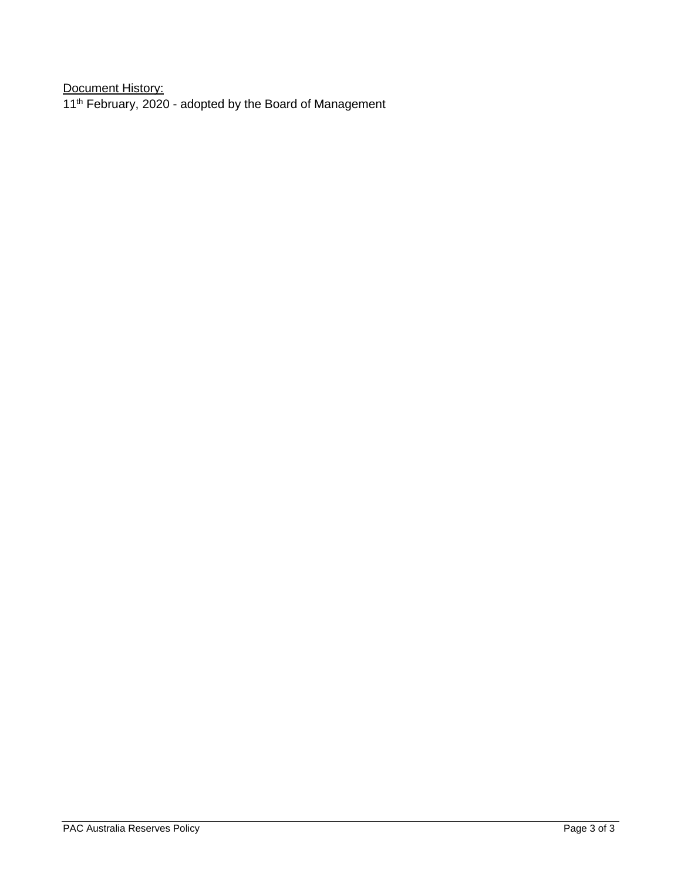<u>Document History:</u>

11th February, 2020 - adopted by the Board of Management